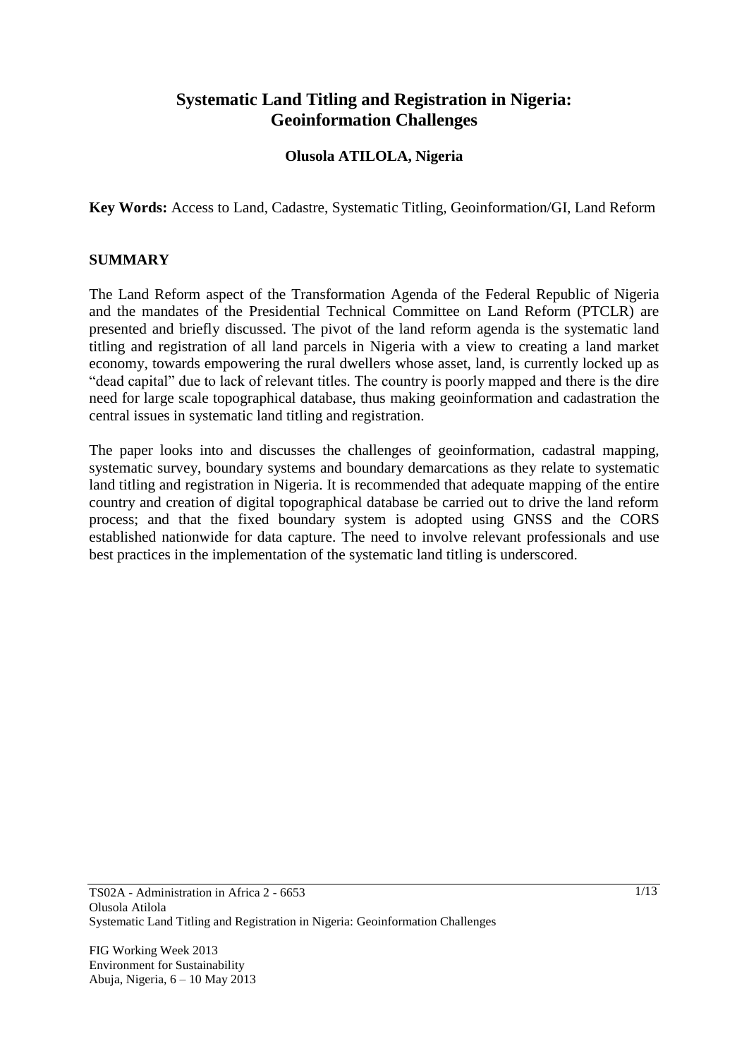# Systematic Land Titling and Registration in Nigeria: Geoinformation Challenges

**Olusola ATILOLA, Nigeria**

**Key Words:** Access to Land, Cadastre, Systematic Titling, Geoinformation/GI, Land Reform

## SUMMARY

The Land Reform aspect of the Transformation Agenda of the Federal Republic of Nigeria and the mandates of the Presidential Technical Committee on Land Reform (PTCLR) are presented and briefly discussed. The pivot of the land reform agenda is the systematic land titling and registration of all land parcels in Nigeria with a view to creating a land market economy, towards empowering the rural dwellers whose asset, land, is currently locked up as "dead capital" due to lack of relevant titles. The country is poorly mapped and there is the dire need for large scale topographical database, thus making geoinformation and cadastration the central issues in systematic land titling and registration.

The paper looks into and discusses the challenges of geoinformation, cadastral mapping, systematic survey, boundary systems and boundary demarcations as they relate to systematic land titling and registration in Nigeria. It is recommended that adequate mapping of the entire country and creation of digital topographical database be carried out to drive the land reform process; and that the fixed boundary system is adopted using GNSS and the CORS established nationwide for data capture. The need to involve relevant professionals and use best practices in the implementation of the systematic land titling is underscored.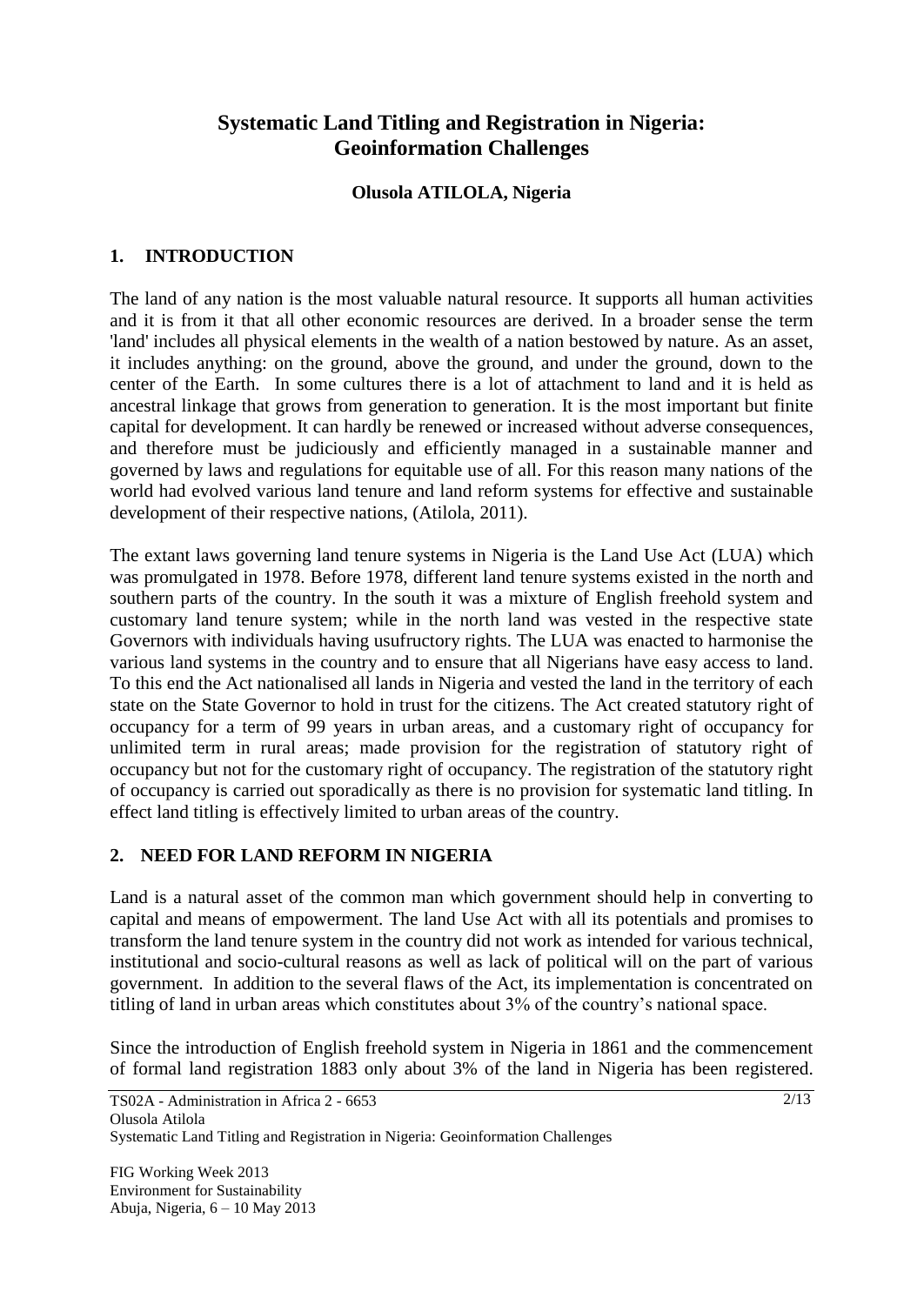# Systematic Land Titling and Registration in Nigeria: Geoinformation Challenges

**Olusola ATILOLA, Nigeria**

## 1. INTRODUCTION

The land of any nation is the most valuable natural resource. It supports all human activities and it is from it that all other economic resources are derived. In a broader sense the term 'land' includes all physical elements in the wealth of a nation bestowed by nature. As an asset, it includes anything: on the ground, above the ground, and under the ground, down to the center of the Earth. In some cultures there is a lot of attachment to land and it is held as ancestral linkage that grows from generation to generation. It is the most important but finite capital for development. It can hardly be renewed or increased without adverse consequences, and therefore must be judiciously and efficiently managed in a sustainable manner and governed by laws and regulations for equitable use of all. For this reason many nations of the world had evolved various land tenure and land reform systems for effective and sustainable development of their respective nations, (Atilola, 2011).

The extant laws governing land tenure systems in Nigeria is the Land Use Act (LUA) which was promulgated in 1978. Before 1978, different land tenure systems existed in the north and southern parts of the country. In the south it was a mixture of English freehold system and customary land tenure system; while in the north land was vested in the respective state Governors with individuals having usufructory rights. The LUA was enacted to harmonise the various land systems in the country and to ensure that all Nigerians have easy access to land. To this end the Act nationalised all lands in Nigeria and vested the land in the territory of each state on the State Governor to hold in trust for the citizens. The Act created statutory right of occupancy for a term of 99 years in urban areas, and a customary right of occupancy for unlimited term in rural areas; made provision for the registration of statutory right of occupancy but not for the customary right of occupancy. The registration of the statutory right of occupancy is carried out sporadically as there is no provision for systematic land titling. In effect land titling is effectively limited to urban areas of the country.

## 2. NEED FOR LAND REFORM IN NIGERIA

Land is a natural asset of the common man which government should help in converting to capital and means of empowerment. The land Use Act with all its potentials and promises to transform the land tenure system in the country did not work as intended for various technical, institutional and socio-cultural reasons as well as lack of political will on the part of various government. In addition to the several flaws of the Act, its implementation is concentrated on titling of land in urban areas which constitutes about 3% of the country's national space.

Since the introduction of English freehold system in Nigeria in 1861 and the commencement of formal land registration 1883 only about 3% of the land in Nigeria has been registered.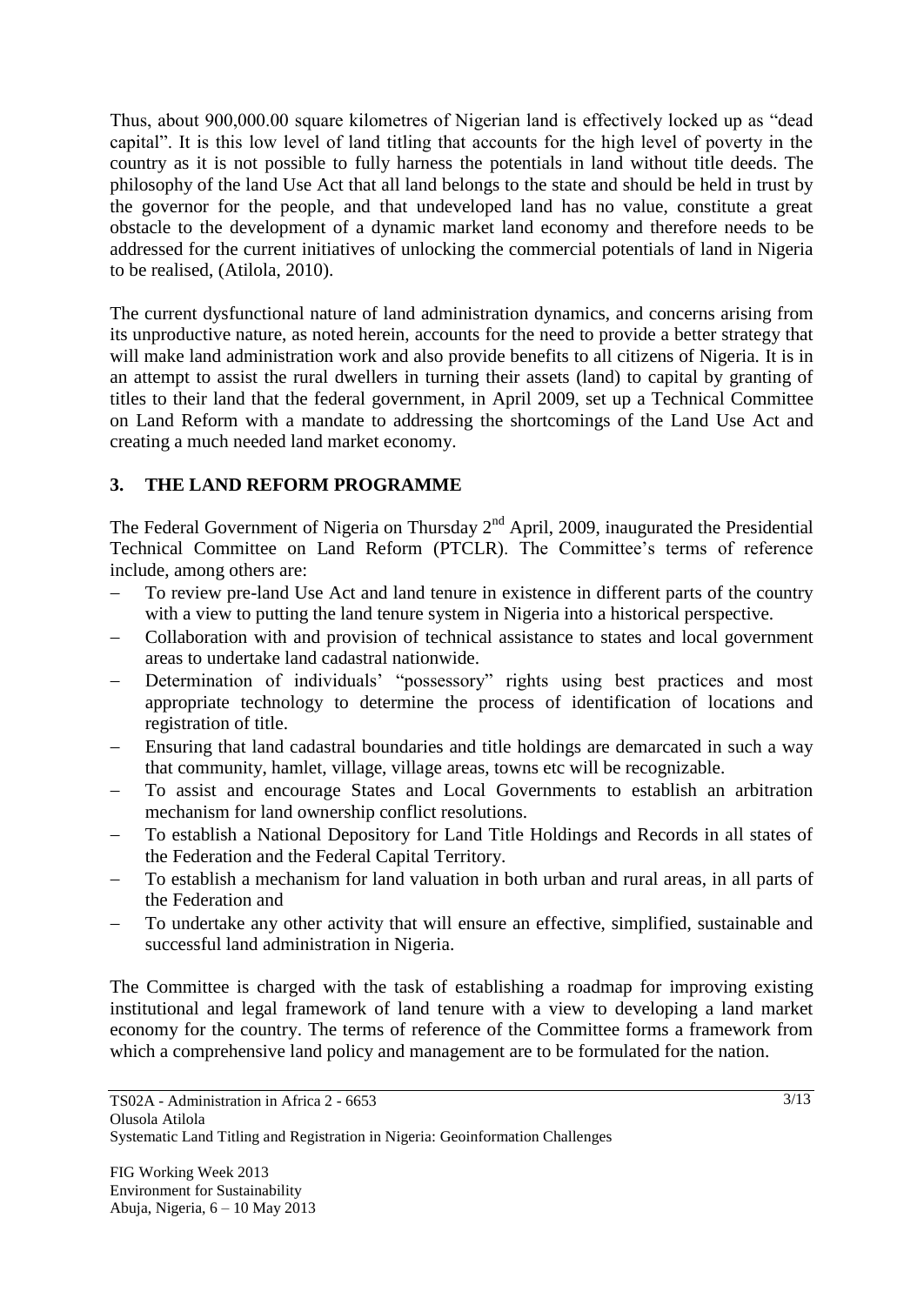Thus, about 900,000.00 square kilometres of Nigerian land is effectively locked up as "dead capital". It is this low level of land titling that accounts for the high level of poverty in the country as it is not possible to fully harness the potentials in land without title deeds. The philosophy of the land Use Act that all land belongs to the state and should be held in trust by the governor for the people, and that undeveloped land has no value, constitute a great obstacle to the development of a dynamic market land economy and therefore needs to be addressed for the current initiatives of unlocking the commercial potentials of land in Nigeria to be realised, (Atilola, 2010).

The current dysfunctional nature of land administration dynamics, and concerns arising from its unproductive nature, as noted herein, accounts for the need to provide a better strategy that will make land administration work and also provide benefits to all citizens of Nigeria. It is in an attempt to assist the rural dwellers in turning their assets (land) to capital by granting of titles to their land that the federal government, in April 2009, set up a Technical Committee on Land Reform with a mandate to addressing the shortcomings of the Land Use Act and creating a much needed land market economy.

## 3. THE LAND REFORM PROGRAMME

The Federal Government of Nigeria on Thursday 2nd April, 2009, inaugurated the Presidential Technical Committee on Land Reform (PTCLR). The Committee's terms of reference include, among others are:

- To review pre-land Use Act and land tenure in existence in different parts of the country with a view to putting the land tenure system in Nigeria into a historical perspective.
- Collaboration with and provision of technical assistance to states and local government areas to undertake land cadastral nationwide.
- Determination of individuals' "possessory" rights using best practices and most appropriate technology to determine the process of identification of locations and registration of title.
- Ensuring that land cadastral boundaries and title holdings are demarcated in such a way that community, hamlet, village, village areas, towns etc will be recognizable.
- To assist and encourage States and Local Governments to establish an arbitration mechanism for land ownership conflict resolutions.
- To establish a National Depository for Land Title Holdings and Records in all states of the Federation and the Federal Capital Territory.
- To establish a mechanism for land valuation in both urban and rural areas, in all parts of the Federation and
- To undertake any other activity that will ensure an effective, simplified, sustainable and successful land administration in Nigeria.

The Committee is charged with the task of establishing a roadmap for improving existing institutional and legal framework of land tenure with a view to developing a land market economy for the country. The terms of reference of the Committee forms a framework from which a comprehensive land policy and management are to be formulated for the nation.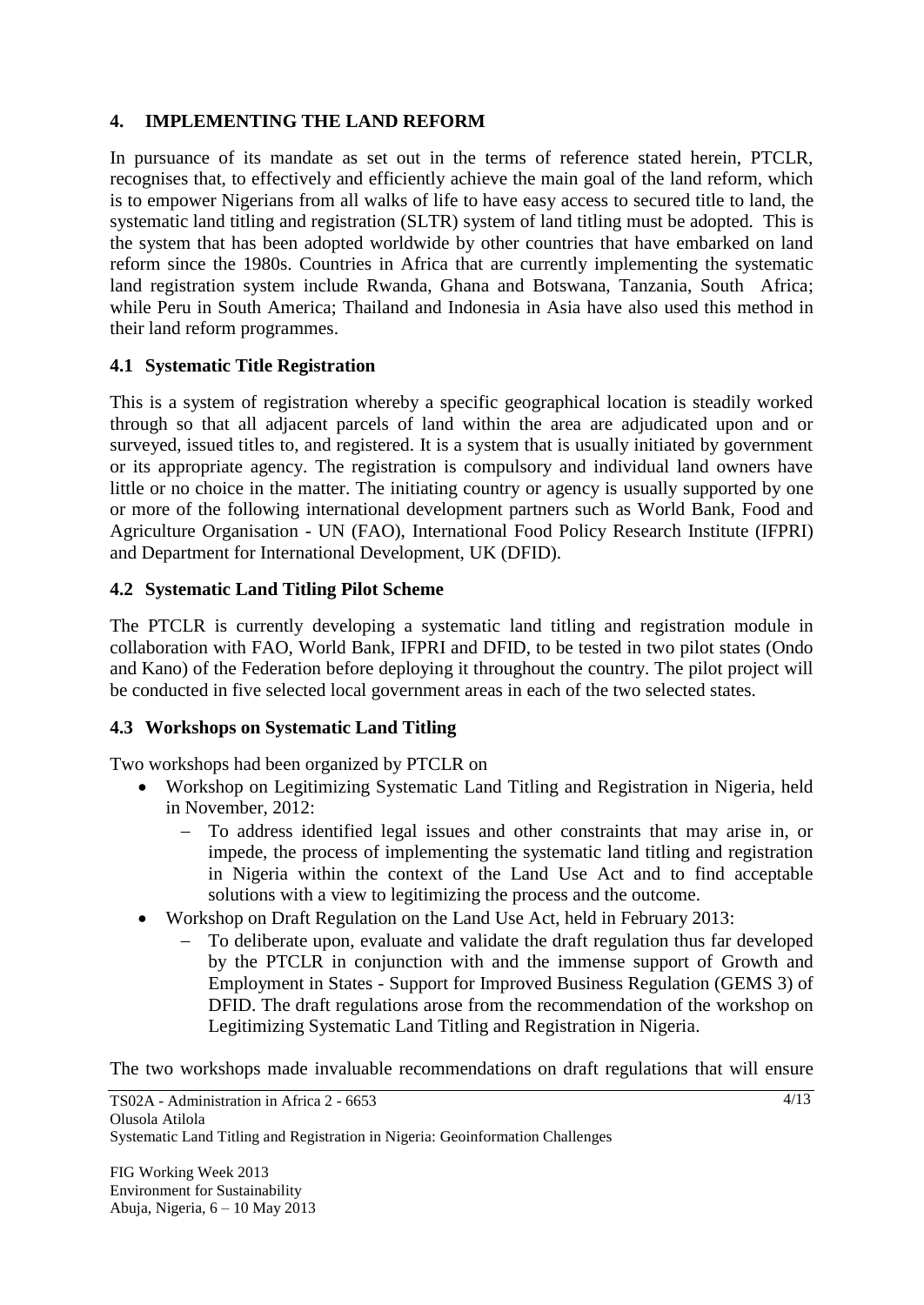## 4. IMPLEMENTING THE LAND REFORM

In pursuance of its mandate as set out in the terms of reference stated herein, PTCLR, recognises that, to effectively and efficiently achieve the main goal of the land reform, which is to empower Nigerians from all walks of life to have easy access to secured title to land, the systematic land titling and registration (SLTR) system of land titling must be adopted. This is the system that has been adopted worldwide by other countries that have embarked on land reform since the 1980s. Countries in Africa that are currently implementing the systematic land registration system include Rwanda, Ghana and Botswana, Tanzania, South Africa; while Peru in South America; Thailand and Indonesia in Asia have also used this method in their land reform programmes.

### 4.1 Systematic Title Registration

This is a system of registration whereby a specific geographical location is steadily worked through so that all adjacent parcels of land within the area are adjudicated upon and or surveyed, issued titles to, and registered. It is a system that is usually initiated by government or its appropriate agency. The registration is compulsory and individual land owners have little or no choice in the matter. The initiating country or agency is usually supported by one or more of the following international development partners such as World Bank, Food and Agriculture Organisation - UN (FAO), International Food Policy Research Institute (IFPRI) and Department for International Development, UK (DFID).

### 4.2 Systematic Land Titling Pilot Scheme

The PTCLR is currently developing a systematic land titling and registration module in collaboration with FAO, World Bank, IFPRI and DFID, to be tested in two pilot states (Ondo and Kano) of the Federation before deploying it throughout the country. The pilot project will be conducted in five selected local government areas in each of the two selected states.

### 4.3 Workshops on Systematic Land Titling

Two workshops had been organized by PTCLR on

- Workshop on Legitimizing Systematic Land Titling and Registration in Nigeria, held in November, 2012:
  - To address identified legal issues and other constraints that may arise in, or impede, the process of implementing the systematic land titling and registration in Nigeria within the context of the Land Use Act and to find acceptable solutions with a view to legitimizing the process and the outcome.
- Workshop on Draft Regulation on the Land Use Act, held in February 2013:
  - To deliberate upon, evaluate and validate the draft regulation thus far developed by the PTCLR in conjunction with and the immense support of Growth and Employment in States - Support for Improved Business Regulation (GEMS 3) of DFID. The draft regulations arose from the recommendation of the workshop on Legitimizing Systematic Land Titling and Registration in Nigeria.

The two workshops made invaluable recommendations on draft regulations that will ensure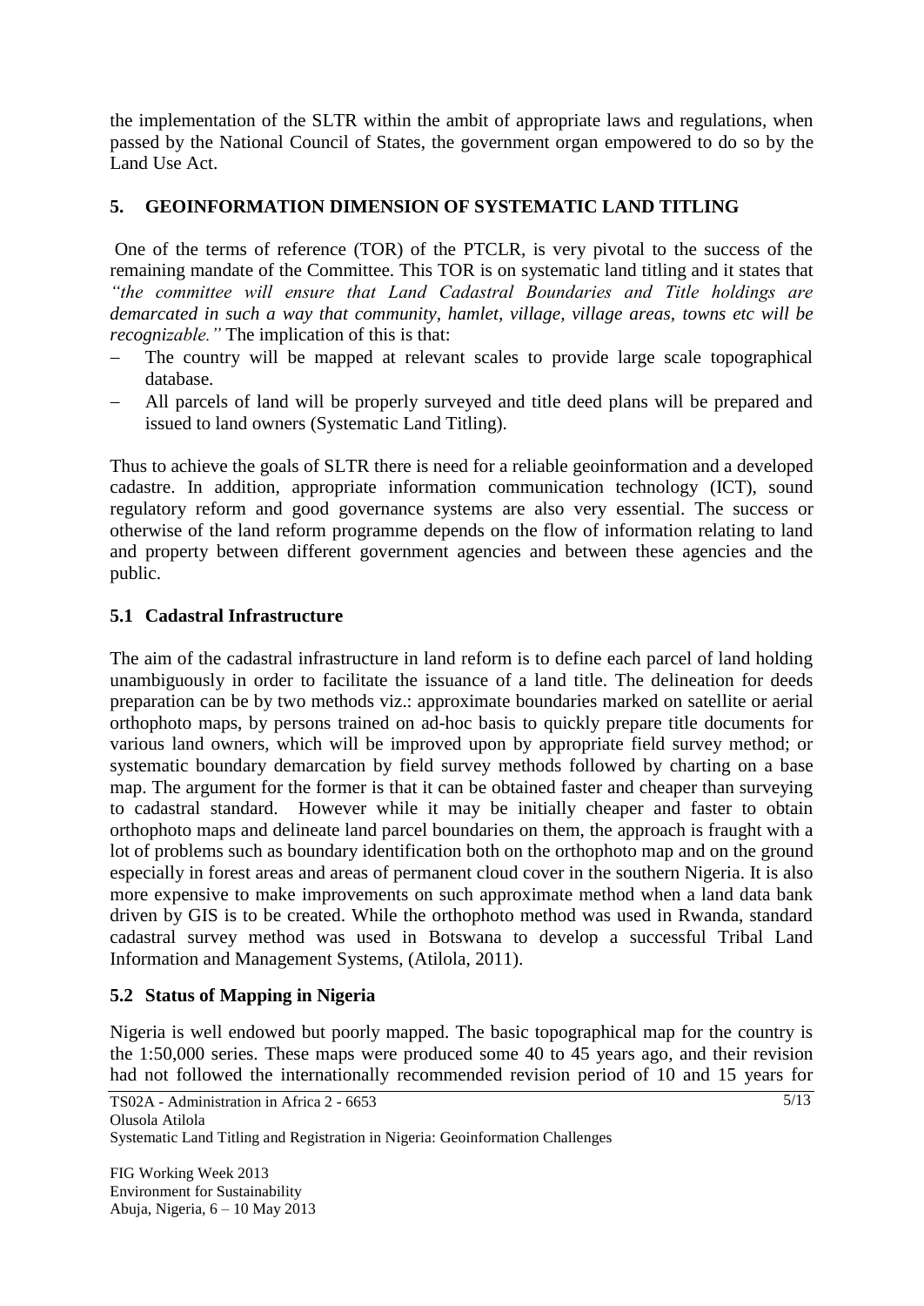the implementation of the SLTR within the ambit of appropriate laws and regulations, when passed by the National Council of States, the government organ empowered to do so by the Land Use Act.

## 5. GEOINFORMATION DIMENSION OF SYSTEMATIC LAND TITLING

One of the terms of reference (TOR) of the PTCLR, is very pivotal to the success of the remaining mandate of the Committee. This TOR is on systematic land titling and it states that *"the committee will ensure that Land Cadastral Boundaries and Title holdings are demarcated in such a way that community, hamlet, village, village areas, towns etc will be recognizable."* The implication of this is that:

- The country will be mapped at relevant scales to provide large scale topographical database.
- All parcels of land will be properly surveyed and title deed plans will be prepared and issued to land owners (Systematic Land Titling).

Thus to achieve the goals of SLTR there is need for a reliable geoinformation and a developed cadastre. In addition, appropriate information communication technology (ICT), sound regulatory reform and good governance systems are also very essential. The success or otherwise of the land reform programme depends on the flow of information relating to land and property between different government agencies and between these agencies and the public.

### 5.1 Cadastral Infrastructure

The aim of the cadastral infrastructure in land reform is to define each parcel of land holding unambiguously in order to facilitate the issuance of a land title. The delineation for deeds preparation can be by two methods viz.: approximate boundaries marked on satellite or aerial orthophoto maps, by persons trained on ad-hoc basis to quickly prepare title documents for various land owners, which will be improved upon by appropriate field survey method; or systematic boundary demarcation by field survey methods followed by charting on a base map. The argument for the former is that it can be obtained faster and cheaper than surveying to cadastral standard. However while it may be initially cheaper and faster to obtain orthophoto maps and delineate land parcel boundaries on them, the approach is fraught with a lot of problems such as boundary identification both on the orthophoto map and on the ground especially in forest areas and areas of permanent cloud cover in the southern Nigeria. It is also more expensive to make improvements on such approximate method when a land data bank driven by GIS is to be created. While the orthophoto method was used in Rwanda, standard cadastral survey method was used in Botswana to develop a successful Tribal Land Information and Management Systems, (Atilola, 2011).

### 5.2 Status of Mapping in Nigeria

Nigeria is well endowed but poorly mapped. The basic topographical map for the country is the 1:50,000 series. These maps were produced some 40 to 45 years ago, and their revision had not followed the internationally recommended revision period of 10 and 15 years for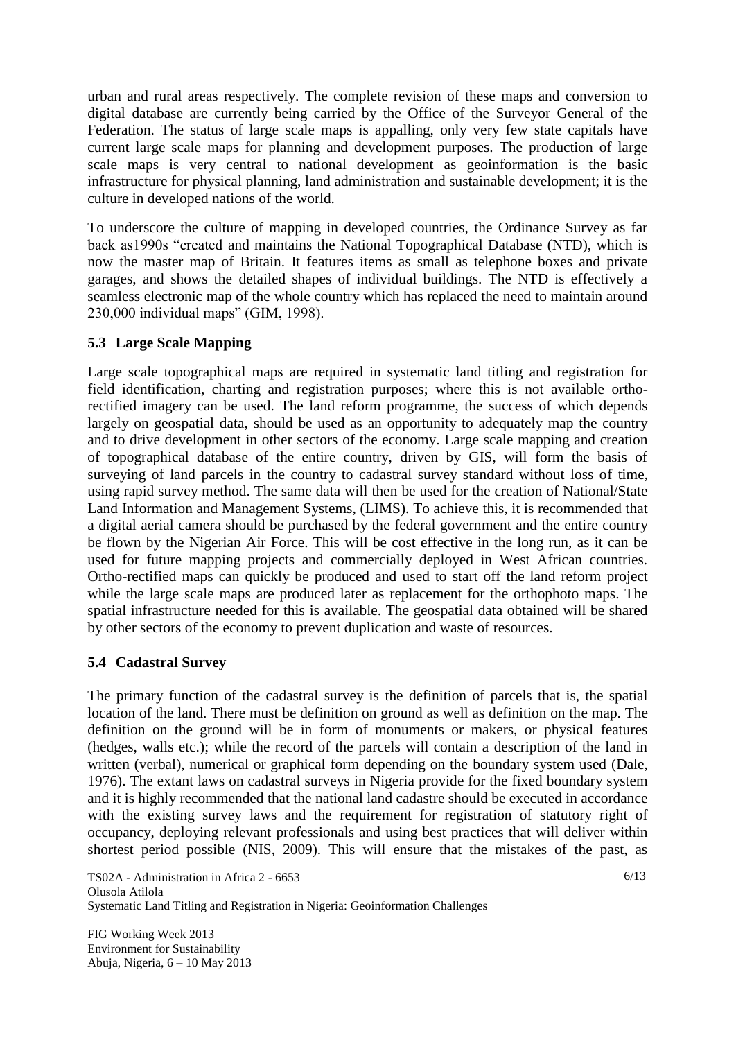urban and rural areas respectively. The complete revision of these maps and conversion to digital database are currently being carried by the Office of the Surveyor General of the Federation. The status of large scale maps is appalling, only very few state capitals have current large scale maps for planning and development purposes. The production of large scale maps is very central to national development as geoinformation is the basic infrastructure for physical planning, land administration and sustainable development; it is the culture in developed nations of the world.

To underscore the culture of mapping in developed countries, the Ordinance Survey as far back as1990s "created and maintains the National Topographical Database (NTD), which is now the master map of Britain. It features items as small as telephone boxes and private garages, and shows the detailed shapes of individual buildings. The NTD is effectively a seamless electronic map of the whole country which has replaced the need to maintain around 230,000 individual maps" (GIM, 1998).

### 5.3 Large Scale Mapping

Large scale topographical maps are required in systematic land titling and registration for field identification, charting and registration purposes; where this is not available ortho-rectified imagery can be used. The land reform programme, the success of which depends largely on geospatial data, should be used as an opportunity to adequately map the country and to drive development in other sectors of the economy. Large scale mapping and creation of topographical database of the entire country, driven by GIS, will form the basis of surveying of land parcels in the country to cadastral survey standard without loss of time, using rapid survey method. The same data will then be used for the creation of National/State Land Information and Management Systems, (LIMS). To achieve this, it is recommended that a digital aerial camera should be purchased by the federal government and the entire country be flown by the Nigerian Air Force. This will be cost effective in the long run, as it can be used for future mapping projects and commercially deployed in West African countries. Ortho-rectified maps can quickly be produced and used to start off the land reform project while the large scale maps are produced later as replacement for the orthophoto maps. The spatial infrastructure needed for this is available. The geospatial data obtained will be shared by other sectors of the economy to prevent duplication and waste of resources.

### 5.4 Cadastral Survey

The primary function of the cadastral survey is the definition of parcels that is, the spatial location of the land. There must be definition on ground as well as definition on the map. The definition on the ground will be in form of monuments or makers, or physical features (hedges, walls etc.); while the record of the parcels will contain a description of the land in written (verbal), numerical or graphical form depending on the boundary system used (Dale, 1976). The extant laws on cadastral surveys in Nigeria provide for the fixed boundary system and it is highly recommended that the national land cadastre should be executed in accordance with the existing survey laws and the requirement for registration of statutory right of occupancy, deploying relevant professionals and using best practices that will deliver within shortest period possible (NIS, 2009). This will ensure that the mistakes of the past, as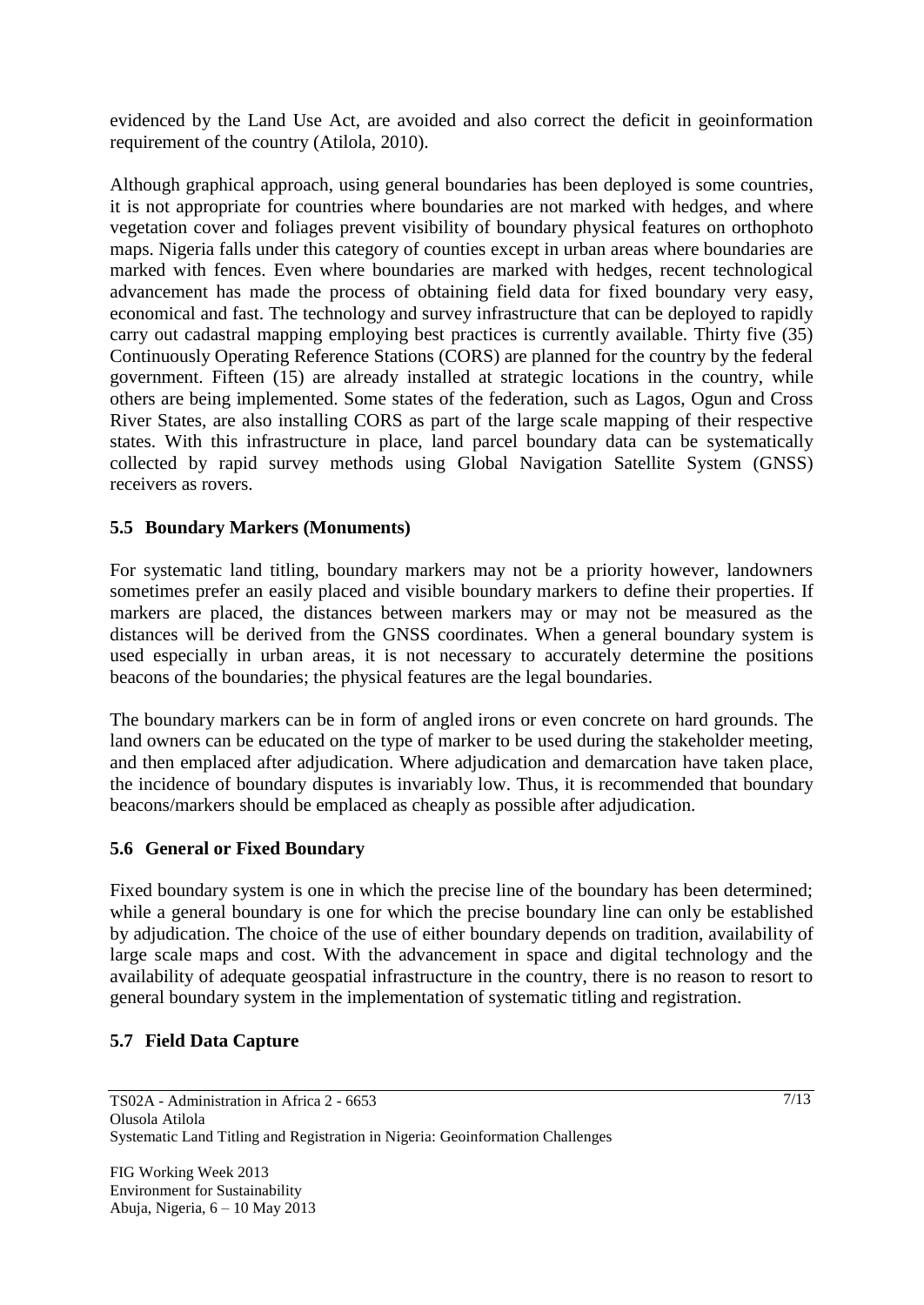evidenced by the Land Use Act, are avoided and also correct the deficit in geoinformation requirement of the country (Atilola, 2010).

Although graphical approach, using general boundaries has been deployed is some countries, it is not appropriate for countries where boundaries are not marked with hedges, and where vegetation cover and foliages prevent visibility of boundary physical features on orthophoto maps. Nigeria falls under this category of counties except in urban areas where boundaries are marked with fences. Even where boundaries are marked with hedges, recent technological advancement has made the process of obtaining field data for fixed boundary very easy, economical and fast. The technology and survey infrastructure that can be deployed to rapidly carry out cadastral mapping employing best practices is currently available. Thirty five (35) Continuously Operating Reference Stations (CORS) are planned for the country by the federal government. Fifteen (15) are already installed at strategic locations in the country, while others are being implemented. Some states of the federation, such as Lagos, Ogun and Cross River States, are also installing CORS as part of the large scale mapping of their respective states. With this infrastructure in place, land parcel boundary data can be systematically collected by rapid survey methods using Global Navigation Satellite System (GNSS) receivers as rovers.

### 5.5 Boundary Markers (Monuments)

For systematic land titling, boundary markers may not be a priority however, landowners sometimes prefer an easily placed and visible boundary markers to define their properties. If markers are placed, the distances between markers may or may not be measured as the distances will be derived from the GNSS coordinates. When a general boundary system is used especially in urban areas, it is not necessary to accurately determine the positions beacons of the boundaries; the physical features are the legal boundaries.

The boundary markers can be in form of angled irons or even concrete on hard grounds. The land owners can be educated on the type of marker to be used during the stakeholder meeting, and then emplaced after adjudication. Where adjudication and demarcation have taken place, the incidence of boundary disputes is invariably low. Thus, it is recommended that boundary beacons/markers should be emplaced as cheaply as possible after adjudication.

### 5.6 General or Fixed Boundary

Fixed boundary system is one in which the precise line of the boundary has been determined; while a general boundary is one for which the precise boundary line can only be established by adjudication. The choice of the use of either boundary depends on tradition, availability of large scale maps and cost. With the advancement in space and digital technology and the availability of adequate geospatial infrastructure in the country, there is no reason to resort to general boundary system in the implementation of systematic titling and registration.

### 5.7 Field Data Capture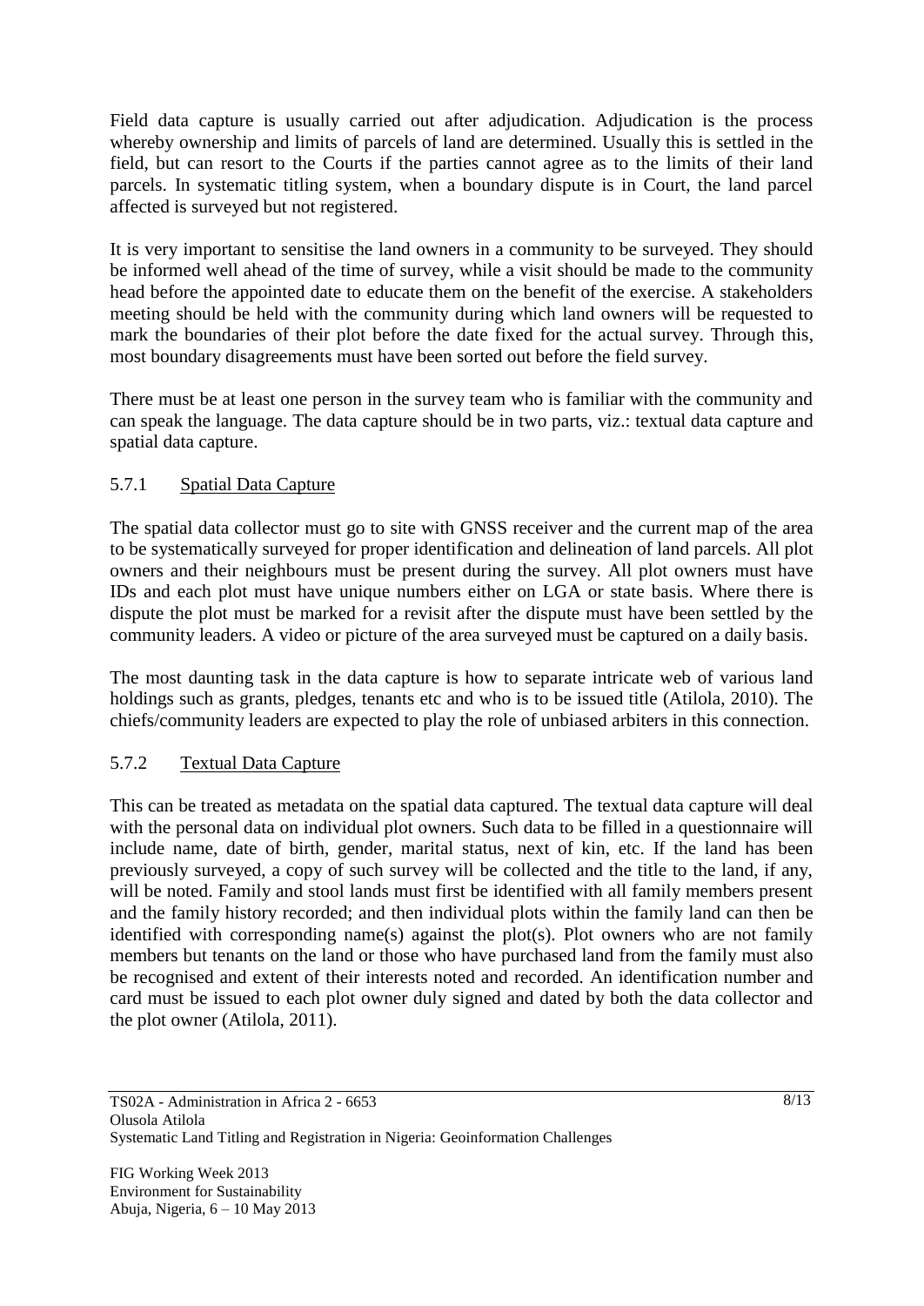Field data capture is usually carried out after adjudication. Adjudication is the process whereby ownership and limits of parcels of land are determined. Usually this is settled in the field, but can resort to the Courts if the parties cannot agree as to the limits of their land parcels. In systematic titling system, when a boundary dispute is in Court, the land parcel affected is surveyed but not registered.

It is very important to sensitise the land owners in a community to be surveyed. They should be informed well ahead of the time of survey, while a visit should be made to the community head before the appointed date to educate them on the benefit of the exercise. A stakeholders meeting should be held with the community during which land owners will be requested to mark the boundaries of their plot before the date fixed for the actual survey. Through this, most boundary disagreements must have been sorted out before the field survey.

There must be at least one person in the survey team who is familiar with the community and can speak the language. The data capture should be in two parts, viz.: textual data capture and spatial data capture.

### 5.7.1 Spatial Data Capture

The spatial data collector must go to site with GNSS receiver and the current map of the area to be systematically surveyed for proper identification and delineation of land parcels. All plot owners and their neighbours must be present during the survey. All plot owners must have IDs and each plot must have unique numbers either on LGA or state basis. Where there is dispute the plot must be marked for a revisit after the dispute must have been settled by the community leaders. A video or picture of the area surveyed must be captured on a daily basis.

The most daunting task in the data capture is how to separate intricate web of various land holdings such as grants, pledges, tenants etc and who is to be issued title (Atilola, 2010). The chiefs/community leaders are expected to play the role of unbiased arbiters in this connection.

### 5.7.2 Textual Data Capture

This can be treated as metadata on the spatial data captured. The textual data capture will deal with the personal data on individual plot owners. Such data to be filled in a questionnaire will include name, date of birth, gender, marital status, next of kin, etc. If the land has been previously surveyed, a copy of such survey will be collected and the title to the land, if any, will be noted. Family and stool lands must first be identified with all family members present and the family history recorded; and then individual plots within the family land can then be identified with corresponding name(s) against the plot(s). Plot owners who are not family members but tenants on the land or those who have purchased land from the family must also be recognised and extent of their interests noted and recorded. An identification number and card must be issued to each plot owner duly signed and dated by both the data collector and the plot owner (Atilola, 2011).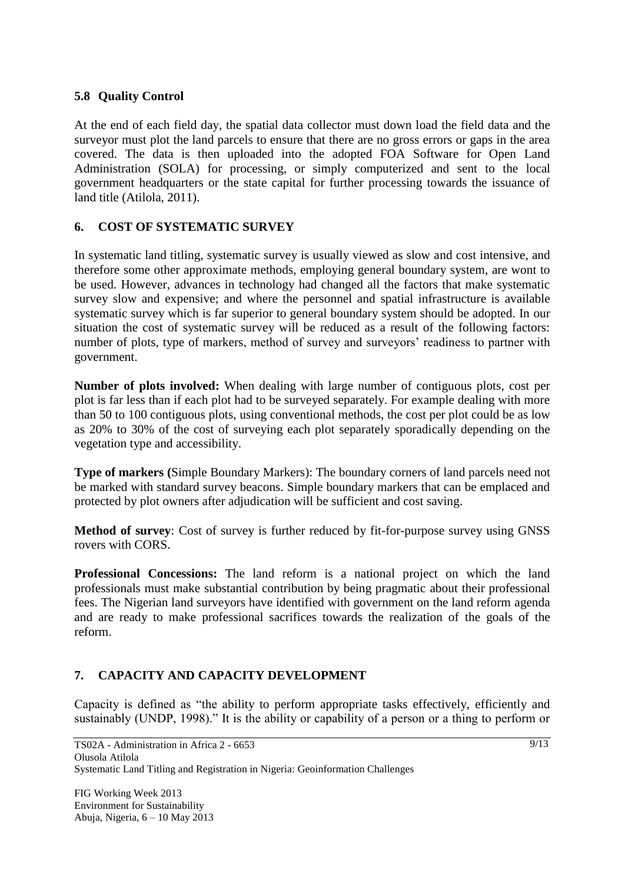### 5.8 Quality Control

At the end of each field day, the spatial data collector must down load the field data and the surveyor must plot the land parcels to ensure that there are no gross errors or gaps in the area covered. The data is then uploaded into the adopted FOA Software for Open Land Administration (SOLA) for processing, or simply computerized and sent to the local government headquarters or the state capital for further processing towards the issuance of land title (Atilola, 2011).

## 6. COST OF SYSTEMATIC SURVEY

In systematic land titling, systematic survey is usually viewed as slow and cost intensive, and therefore some other approximate methods, employing general boundary system, are wont to be used. However, advances in technology had changed all the factors that make systematic survey slow and expensive; and where the personnel and spatial infrastructure is available systematic survey which is far superior to general boundary system should be adopted. In our situation the cost of systematic survey will be reduced as a result of the following factors: number of plots, type of markers, method of survey and surveyors' readiness to partner with government.

**Number of plots involved:** When dealing with large number of contiguous plots, cost per plot is far less than if each plot had to be surveyed separately. For example dealing with more than 50 to 100 contiguous plots, using conventional methods, the cost per plot could be as low as 20% to 30% of the cost of surveying each plot separately sporadically depending on the vegetation type and accessibility.

**Type of markers (**Simple Boundary Markers): The boundary corners of land parcels need not be marked with standard survey beacons. Simple boundary markers that can be emplaced and protected by plot owners after adjudication will be sufficient and cost saving.

**Method of survey**: Cost of survey is further reduced by fit-for-purpose survey using GNSS rovers with CORS.

**Professional Concessions:** The land reform is a national project on which the land professionals must make substantial contribution by being pragmatic about their professional fees. The Nigerian land surveyors have identified with government on the land reform agenda and are ready to make professional sacrifices towards the realization of the goals of the reform.

## 7. CAPACITY AND CAPACITY DEVELOPMENT

Capacity is defined as "the ability to perform appropriate tasks effectively, efficiently and sustainably (UNDP, 1998)." It is the ability or capability of a person or a thing to perform or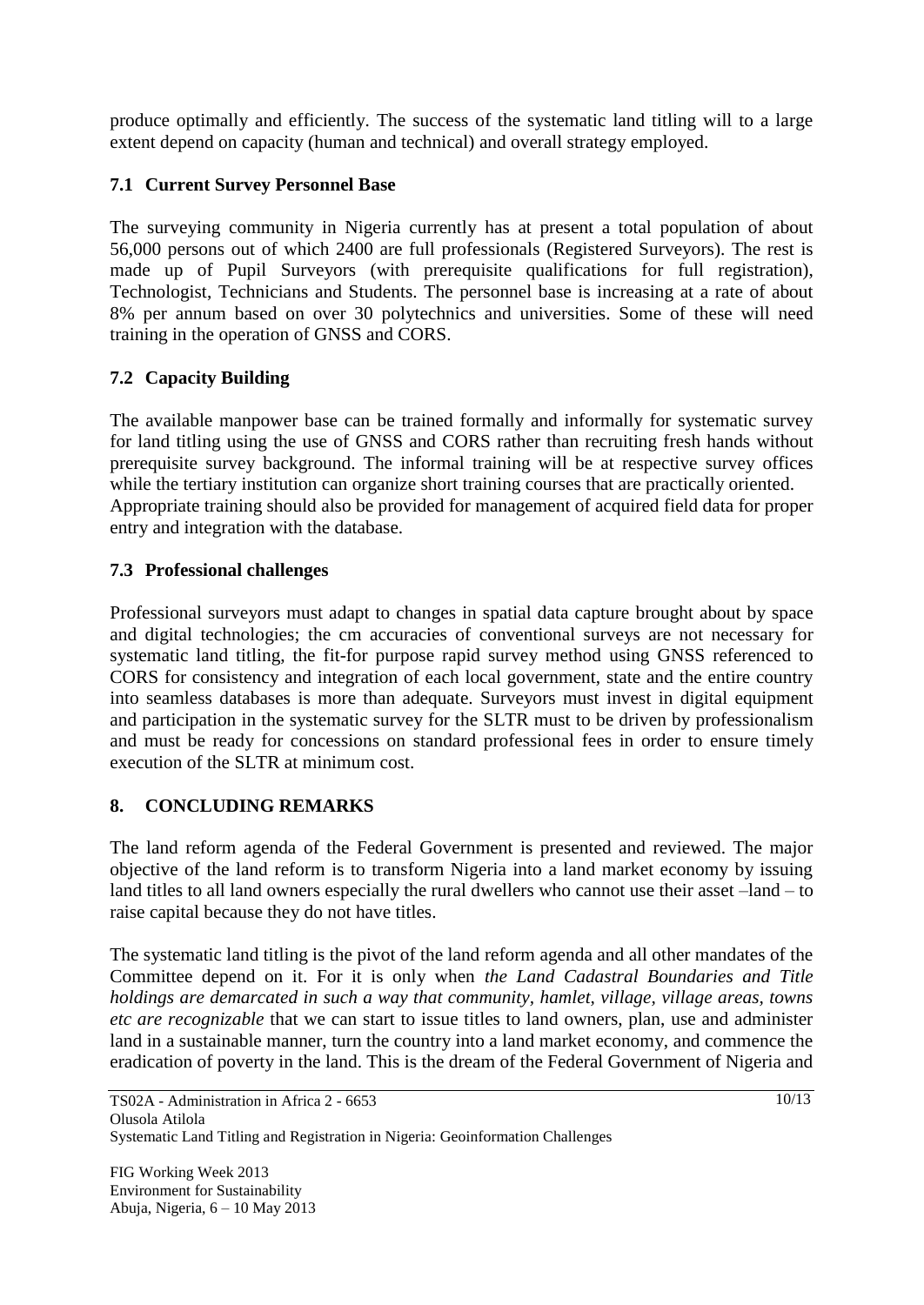produce optimally and efficiently. The success of the systematic land titling will to a large extent depend on capacity (human and technical) and overall strategy employed.

### 7.1 Current Survey Personnel Base

The surveying community in Nigeria currently has at present a total population of about 56,000 persons out of which 2400 are full professionals (Registered Surveyors). The rest is made up of Pupil Surveyors (with prerequisite qualifications for full registration), Technologist, Technicians and Students. The personnel base is increasing at a rate of about 8% per annum based on over 30 polytechnics and universities. Some of these will need training in the operation of GNSS and CORS.

### 7.2 Capacity Building

The available manpower base can be trained formally and informally for systematic survey for land titling using the use of GNSS and CORS rather than recruiting fresh hands without prerequisite survey background. The informal training will be at respective survey offices while the tertiary institution can organize short training courses that are practically oriented. Appropriate training should also be provided for management of acquired field data for proper entry and integration with the database.

### 7.3 Professional challenges

Professional surveyors must adapt to changes in spatial data capture brought about by space and digital technologies; the cm accuracies of conventional surveys are not necessary for systematic land titling, the fit-for purpose rapid survey method using GNSS referenced to CORS for consistency and integration of each local government, state and the entire country into seamless databases is more than adequate. Surveyors must invest in digital equipment and participation in the systematic survey for the SLTR must to be driven by professionalism and must be ready for concessions on standard professional fees in order to ensure timely execution of the SLTR at minimum cost.

## 8. CONCLUDING REMARKS

The land reform agenda of the Federal Government is presented and reviewed. The major objective of the land reform is to transform Nigeria into a land market economy by issuing land titles to all land owners especially the rural dwellers who cannot use their asset –land – to raise capital because they do not have titles.

The systematic land titling is the pivot of the land reform agenda and all other mandates of the Committee depend on it. For it is only when *the Land Cadastral Boundaries and Title holdings are demarcated in such a way that community, hamlet, village, village areas, towns etc are recognizable* that we can start to issue titles to land owners, plan, use and administer land in a sustainable manner, turn the country into a land market economy, and commence the eradication of poverty in the land. This is the dream of the Federal Government of Nigeria and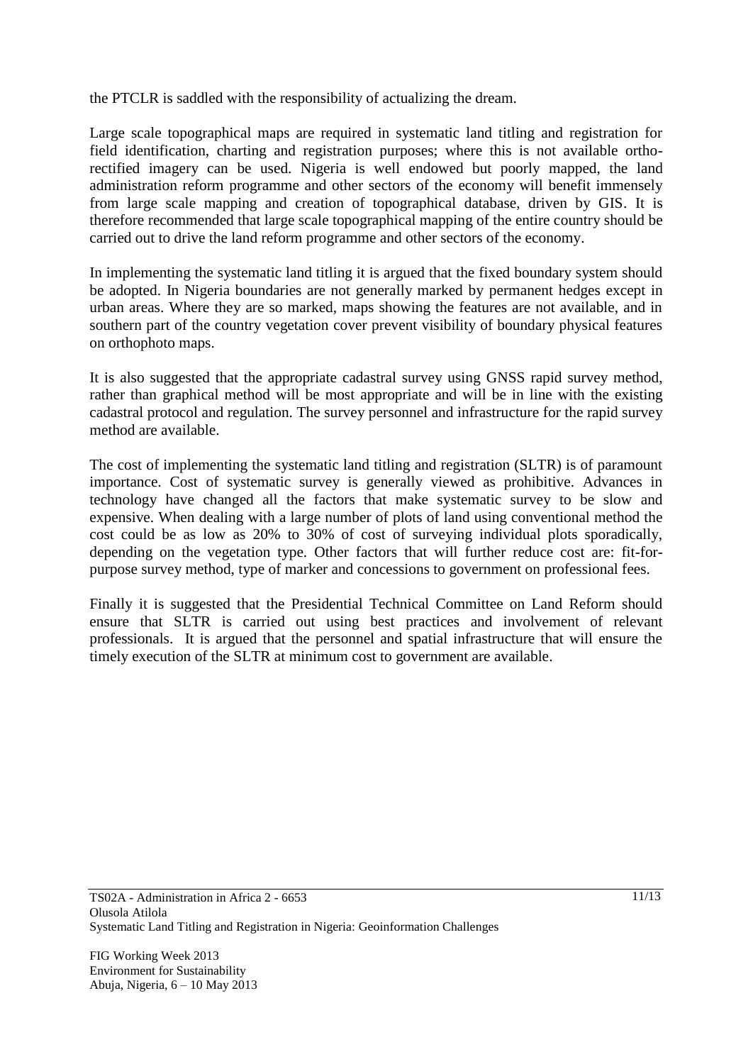the PTCLR is saddled with the responsibility of actualizing the dream.

Large scale topographical maps are required in systematic land titling and registration for field identification, charting and registration purposes; where this is not available ortho-rectified imagery can be used. Nigeria is well endowed but poorly mapped, the land administration reform programme and other sectors of the economy will benefit immensely from large scale mapping and creation of topographical database, driven by GIS. It is therefore recommended that large scale topographical mapping of the entire country should be carried out to drive the land reform programme and other sectors of the economy.

In implementing the systematic land titling it is argued that the fixed boundary system should be adopted. In Nigeria boundaries are not generally marked by permanent hedges except in urban areas. Where they are so marked, maps showing the features are not available, and in southern part of the country vegetation cover prevent visibility of boundary physical features on orthophoto maps.

It is also suggested that the appropriate cadastral survey using GNSS rapid survey method, rather than graphical method will be most appropriate and will be in line with the existing cadastral protocol and regulation. The survey personnel and infrastructure for the rapid survey method are available.

The cost of implementing the systematic land titling and registration (SLTR) is of paramount importance. Cost of systematic survey is generally viewed as prohibitive. Advances in technology have changed all the factors that make systematic survey to be slow and expensive. When dealing with a large number of plots of land using conventional method the cost could be as low as 20% to 30% of cost of surveying individual plots sporadically, depending on the vegetation type. Other factors that will further reduce cost are: fit-for-purpose survey method, type of marker and concessions to government on professional fees.

Finally it is suggested that the Presidential Technical Committee on Land Reform should ensure that SLTR is carried out using best practices and involvement of relevant professionals. It is argued that the personnel and spatial infrastructure that will ensure the timely execution of the SLTR at minimum cost to government are available.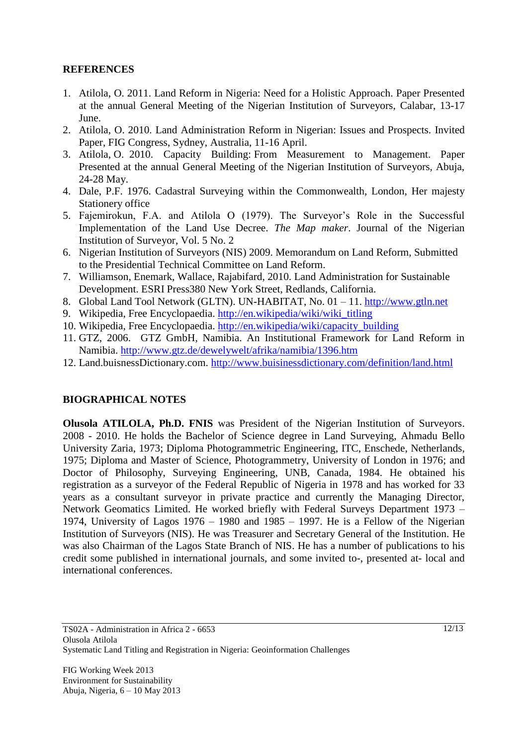## REFERENCES

1. Atilola, O. 2011. Land Reform in Nigeria: Need for a Holistic Approach. Paper Presented at the annual General Meeting of the Nigerian Institution of Surveyors, Calabar, 13-17 June.
2. Atilola, O. 2010. Land Administration Reform in Nigerian: Issues and Prospects. Invited Paper, FIG Congress, Sydney, Australia, 11-16 April.
3. Atilola, O. 2010. Capacity Building: From Measurement to Management. Paper Presented at the annual General Meeting of the Nigerian Institution of Surveyors, Abuja, 24-28 May.
4. Dale, P.F. 1976. Cadastral Surveying within the Commonwealth, London, Her majesty Stationery office
5. Fajemirokun, F.A. and Atilola O (1979). The Surveyor's Role in the Successful Implementation of the Land Use Decree. *The Map maker*. Journal of the Nigerian Institution of Surveyor, Vol. 5 No. 2
6. Nigerian Institution of Surveyors (NIS) 2009. Memorandum on Land Reform, Submitted to the Presidential Technical Committee on Land Reform.
7. Williamson, Enemark, Wallace, Rajabifard, 2010. Land Administration for Sustainable Development. ESRI Press380 New York Street, Redlands, California.
8. Global Land Tool Network (GLTN). UN-HABITAT, No. 01 – 11. http://www.gtln.net
9. Wikipedia, Free Encyclopaedia. http://en.wikipedia/wiki/wiki_titling
10. Wikipedia, Free Encyclopaedia. http://en.wikipedia/wiki/capacity_building
11. GTZ, 2006. GTZ GmbH, Namibia. An Institutional Framework for Land Reform in Namibia. http://www.gtz.de/dewelywelt/afrika/namibia/1396.htm
12. Land.buisnessDictionary.com. http://www.buisinessdictionary.com/definition/land.html

## BIOGRAPHICAL NOTES

**Olusola ATILOLA, Ph.D. FNIS** was President of the Nigerian Institution of Surveyors. 2008 - 2010. He holds the Bachelor of Science degree in Land Surveying, Ahmadu Bello University Zaria, 1973; Diploma Photogrammetric Engineering, ITC, Enschede, Netherlands, 1975; Diploma and Master of Science, Photogrammetry, University of London in 1976; and Doctor of Philosophy, Surveying Engineering, UNB, Canada, 1984. He obtained his registration as a surveyor of the Federal Republic of Nigeria in 1978 and has worked for 33 years as a consultant surveyor in private practice and currently the Managing Director, Network Geomatics Limited. He worked briefly with Federal Surveys Department 1973 – 1974, University of Lagos 1976 – 1980 and 1985 – 1997. He is a Fellow of the Nigerian Institution of Surveyors (NIS). He was Treasurer and Secretary General of the Institution. He was also Chairman of the Lagos State Branch of NIS. He has a number of publications to his credit some published in international journals, and some invited to-, presented at- local and international conferences.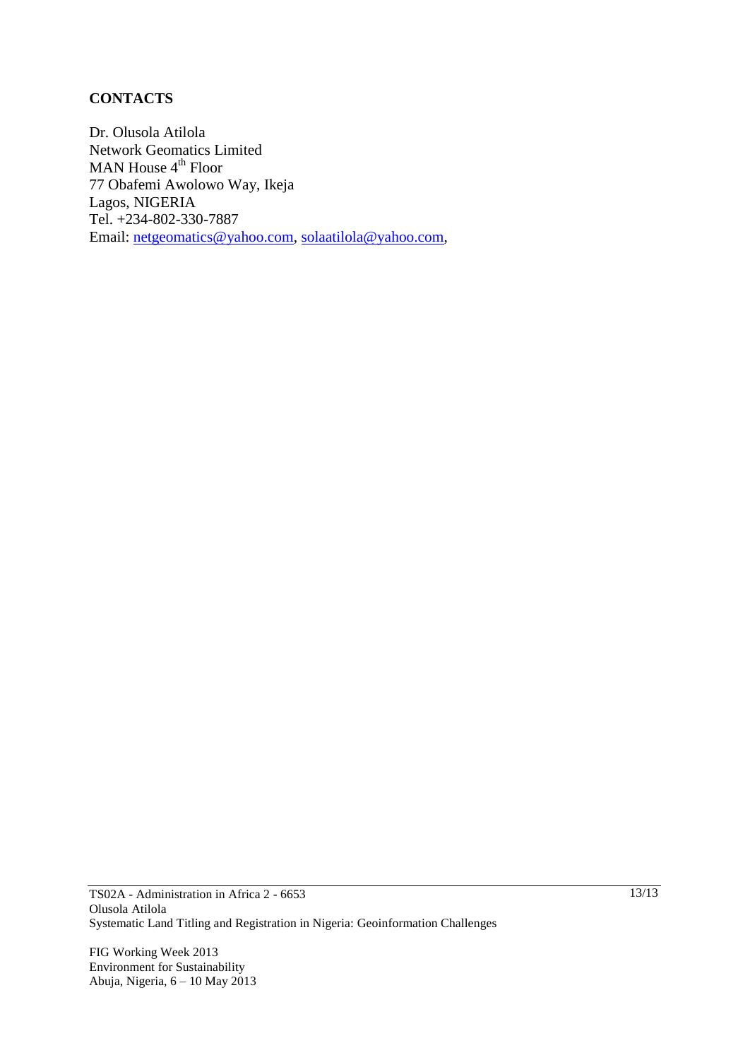## CONTACTS

Dr. Olusola Atilola
Network Geomatics Limited
MAN House 4th Floor
77 Obafemi Awolowo Way, Ikeja
Lagos, NIGERIA
Tel. +234-802-330-7887
Email: netgeomatics@yahoo.com, solaatilola@yahoo.com,